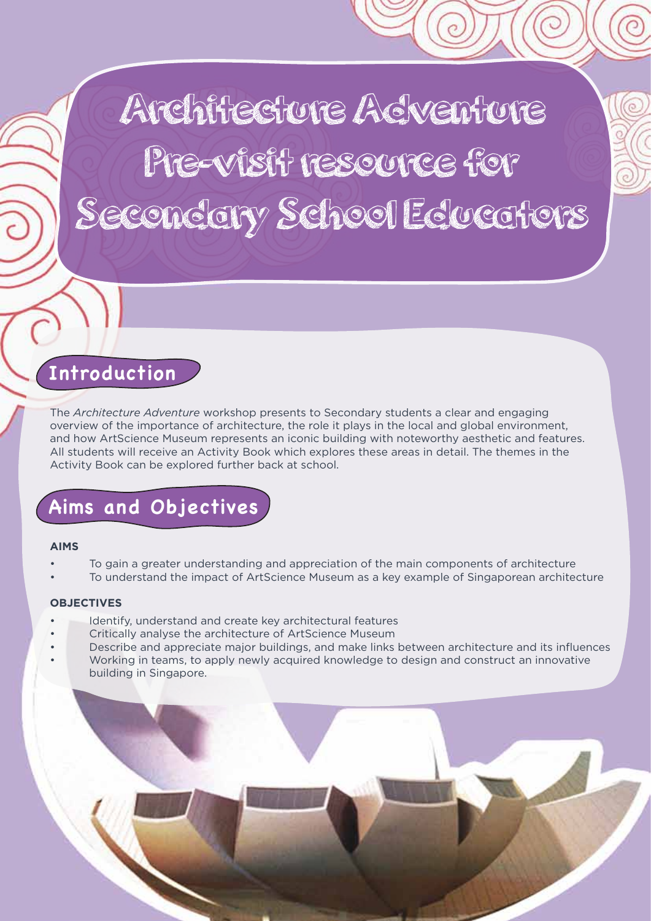# Architecture Adventure Pre-visit resource for Secondary School Educators

## Introduction

The *Architecture Adventure* workshop presents to Secondary students a clear and engaging overview of the importance of architecture, the role it plays in the local and global environment, and how ArtScience Museum represents an iconic building with noteworthy aesthetic and features. All students will receive an Activity Book which explores these areas in detail. The themes in the Activity Book can be explored further back at school.

## Aims and Objectives

**AIMS**

- To gain a greater understanding and appreciation of the main components of architecture
- To understand the impact of ArtScience Museum as a key example of Singaporean architecture

**OBJECTIVES**

- Identify, understand and create key architectural features
- Critically analyse the architecture of ArtScience Museum
- Describe and appreciate major buildings, and make links between architecture and its influences
- Working in teams, to apply newly acquired knowledge to design and construct an innovative building in Singapore.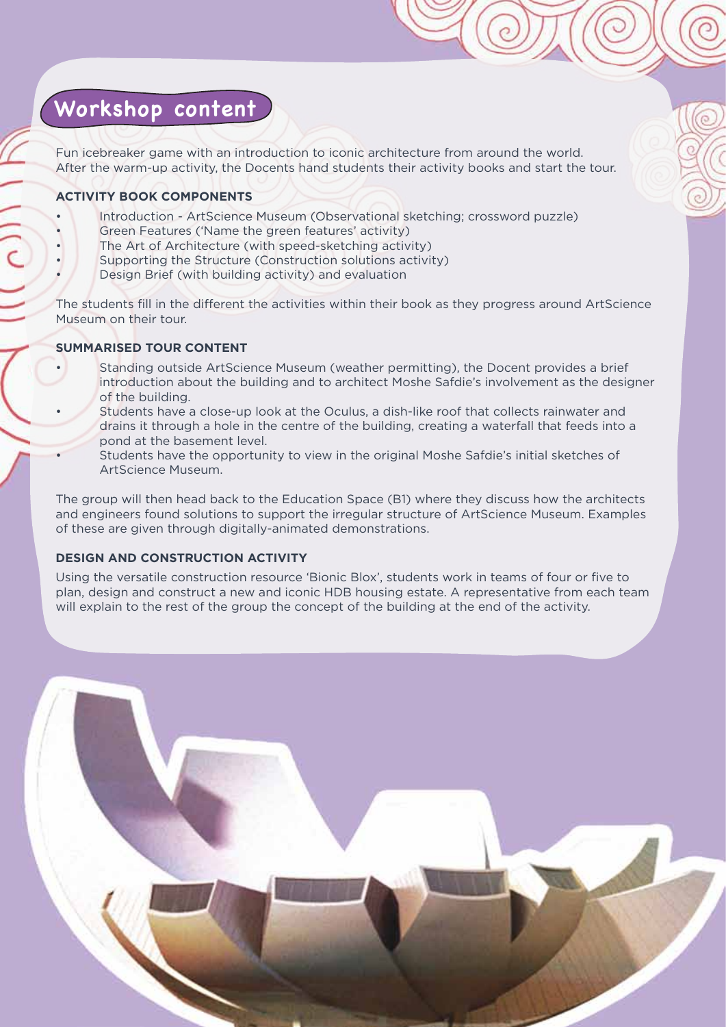## Workshop content

Fun icebreaker game with an introduction to iconic architecture from around the world. After the warm-up activity, the Docents hand students their activity books and start the tour.

**ACTIVITY BOOK COMPONENTS**

- Introduction - ArtScience Museum (Observational sketching; crossword puzzle)
- Green Features ('Name the green features' activity)
- The Art of Architecture (with speed-sketching activity)
- Supporting the Structure (Construction solutions activity)
- Design Brief (with building activity) and evaluation

The students fill in the different the activities within their book as they progress around ArtScience Museum on their tour.

**SUMMARISED TOUR CONTENT**

- Standing outside ArtScience Museum (weather permitting), the Docent provides a brief introduction about the building and to architect Moshe Safdie's involvement as the designer of the building.
- Students have a close-up look at the Oculus, a dish-like roof that collects rainwater and drains it through a hole in the centre of the building, creating a waterfall that feeds into a pond at the basement level.
- Students have the opportunity to view in the original Moshe Safdie's initial sketches of ArtScience Museum.

The group will then head back to the Education Space (B1) where they discuss how the architects and engineers found solutions to support the irregular structure of ArtScience Museum. Examples of these are given through digitally-animated demonstrations.

**DESIGN AND CONSTRUCTION ACTIVITY**

Using the versatile construction resource 'Bionic Blox', students work in teams of four or five to plan, design and construct a new and iconic HDB housing estate. A representative from each team will explain to the rest of the group the concept of the building at the end of the activity.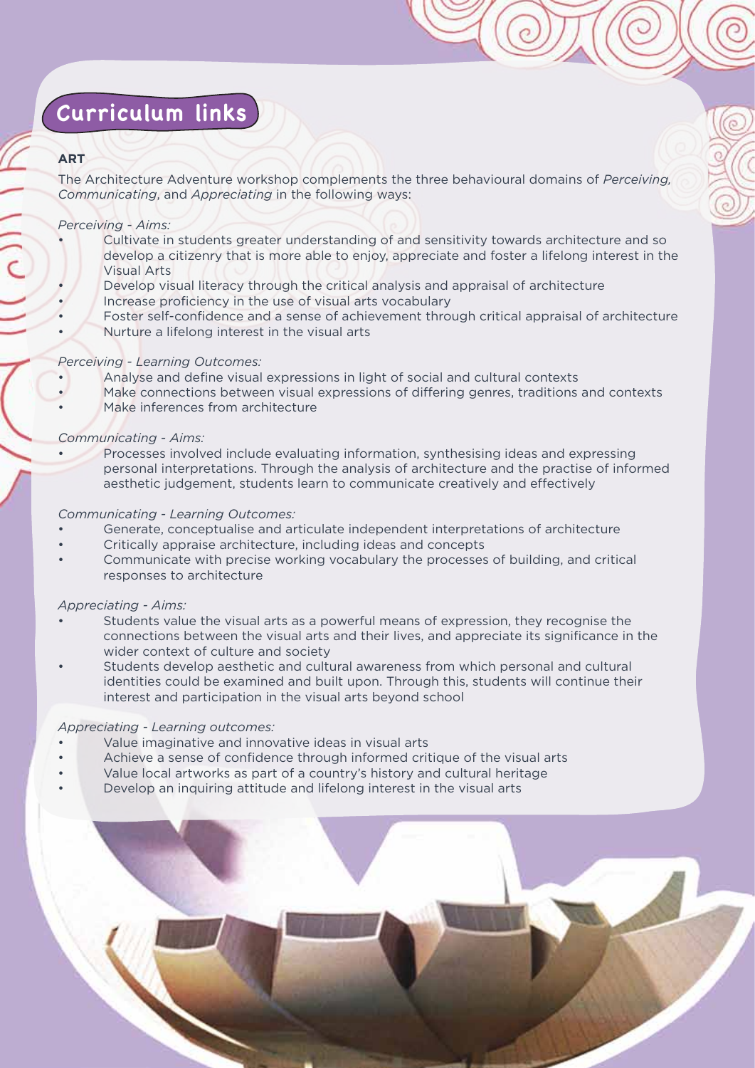## Curriculum links

**ART**

The Architecture Adventure workshop complements the three behavioural domains of *Perceiving, Communicating*, and *Appreciating* in the following ways:

*Perceiving - Aims:*

- Cultivate in students greater understanding of and sensitivity towards architecture and so develop a citizenry that is more able to enjoy, appreciate and foster a lifelong interest in the Visual Arts
- Develop visual literacy through the critical analysis and appraisal of architecture
- Increase proficiency in the use of visual arts vocabulary
- Foster self-confidence and a sense of achievement through critical appraisal of architecture
- Nurture a lifelong interest in the visual arts

*Perceiving - Learning Outcomes:*

- Analyse and define visual expressions in light of social and cultural contexts
- Make connections between visual expressions of differing genres, traditions and contexts
- Make inferences from architecture

*Communicating - Aims:*

- Processes involved include evaluating information, synthesising ideas and expressing personal interpretations. Through the analysis of architecture and the practise of informed aesthetic judgement, students learn to communicate creatively and effectively

*Communicating - Learning Outcomes:*

- Generate, conceptualise and articulate independent interpretations of architecture
- Critically appraise architecture, including ideas and concepts
- Communicate with precise working vocabulary the processes of building, and critical responses to architecture

*Appreciating - Aims:*

- Students value the visual arts as a powerful means of expression, they recognise the connections between the visual arts and their lives, and appreciate its significance in the wider context of culture and society
- Students develop aesthetic and cultural awareness from which personal and cultural identities could be examined and built upon. Through this, students will continue their interest and participation in the visual arts beyond school

*Appreciating - Learning outcomes:*

- Value imaginative and innovative ideas in visual arts
- Achieve a sense of confidence through informed critique of the visual arts
- Value local artworks as part of a country's history and cultural heritage
- Develop an inquiring attitude and lifelong interest in the visual arts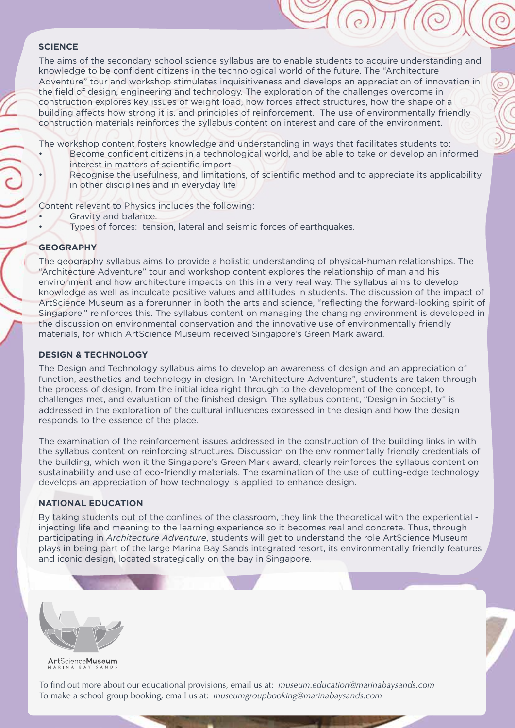## SCIENCE

The aims of the secondary school science syllabus are to enable students to acquire understanding and knowledge to be confident citizens in the technological world of the future. The "Architecture Adventure" tour and workshop stimulates inquisitiveness and develops an appreciation of innovation in the field of design, engineering and technology. The exploration of the challenges overcome in construction explores key issues of weight load, how forces affect structures, how the shape of a building affects how strong it is, and principles of reinforcement. The use of environmentally friendly construction materials reinforces the syllabus content on interest and care of the environment.

The workshop content fosters knowledge and understanding in ways that facilitates students to:

- Become confident citizens in a technological world, and be able to take or develop an informed interest in matters of scientific import
- Recognise the usefulness, and limitations, of scientific method and to appreciate its applicability in other disciplines and in everyday life

Content relevant to Physics includes the following:

- Gravity and balance.
- Types of forces: tension, lateral and seismic forces of earthquakes.

## GEOGRAPHY

The geography syllabus aims to provide a holistic understanding of physical-human relationships. The "Architecture Adventure" tour and workshop content explores the relationship of man and his environment and how architecture impacts on this in a very real way. The syllabus aims to develop knowledge as well as inculcate positive values and attitudes in students. The discussion of the impact of ArtScience Museum as a forerunner in both the arts and science, "reflecting the forward-looking spirit of Singapore," reinforces this. The syllabus content on managing the changing environment is developed in the discussion on environmental conservation and the innovative use of environmentally friendly materials, for which ArtScience Museum received Singapore's Green Mark award.

## DESIGN & TECHNOLOGY

The Design and Technology syllabus aims to develop an awareness of design and an appreciation of function, aesthetics and technology in design. In "Architecture Adventure", students are taken through the process of design, from the initial idea right through to the development of the concept, to challenges met, and evaluation of the finished design. The syllabus content, "Design in Society" is addressed in the exploration of the cultural influences expressed in the design and how the design responds to the essence of the place.

The examination of the reinforcement issues addressed in the construction of the building links in with the syllabus content on reinforcing structures. Discussion on the environmentally friendly credentials of the building, which won it the Singapore's Green Mark award, clearly reinforces the syllabus content on sustainability and use of eco-friendly materials. The examination of the use of cutting-edge technology develops an appreciation of how technology is applied to enhance design.

## NATIONAL EDUCATION

By taking students out of the confines of the classroom, they link the theoretical with the experiential - injecting life and meaning to the learning experience so it becomes real and concrete. Thus, through participating in *Architecture Adventure*, students will get to understand the role ArtScience Museum plays in being part of the large Marina Bay Sands integrated resort, its environmentally friendly features and iconic design, located strategically on the bay in Singapore.

ArtScienceMuseum
MARINA BAY SANDS

To find out more about our educational provisions, email us at: *museum.education@marinabaysands.com*
To make a school group booking, email us at: *museumgroupbooking@marinabaysands.com*